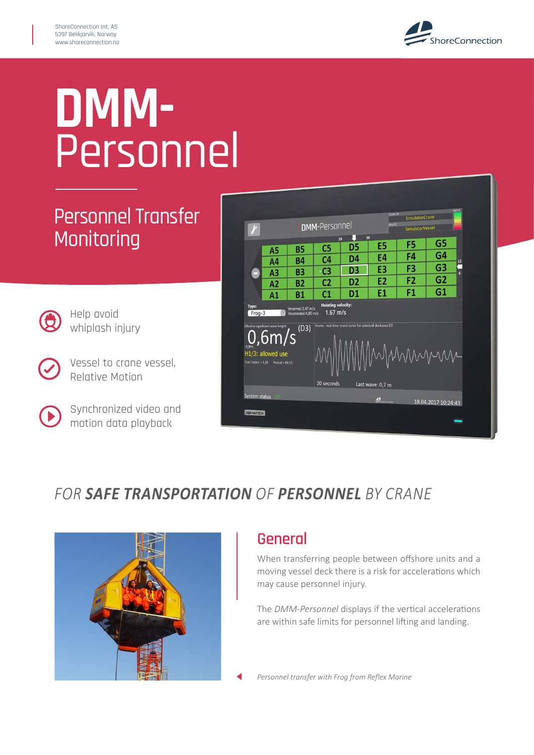ShoreConnection Int. AS
5397 Bekkjarvik, Norway
www.shoreconnection.no

# DMM-Personnel

## Personnel Transfer Monitoring

- Help avoid whiplash injury
- Vessel to crane vessel, Relative Motion
- Synchronized video and motion data playback

## *FOR **SAFE TRANSPORTATION** OF **PERSONNEL** BY CRANE*

## General

When transferring people between offshore units and a moving vessel deck there is a risk for accelerations which may cause personnel injury.

The *DMM-Personnel* displays if the vertical accelerations are within safe limits for personnel lifting and landing.

*Personnel transfer with Frog from Reflex Marine*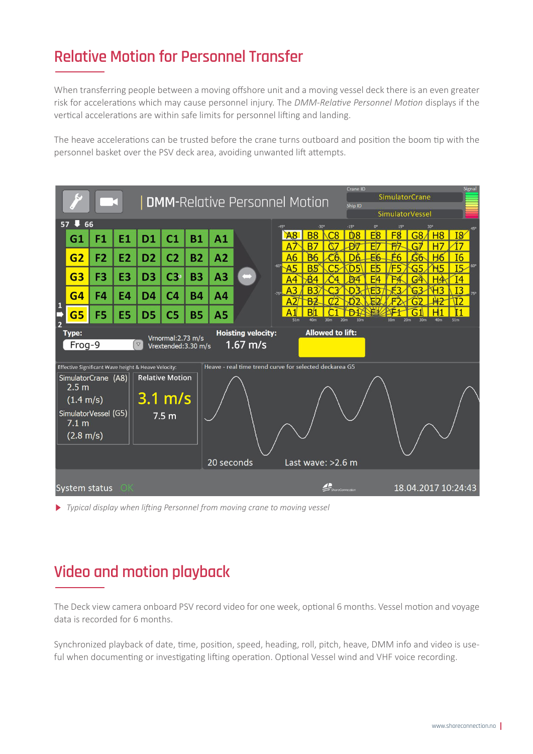## Relative Motion for Personnel Transfer

When transferring people between a moving offshore unit and a moving vessel deck there is an even greater risk for accelerations which may cause personnel injury. The *DMM-Relative Personnel Motion* displays if the vertical accelerations are within safe limits for personnel lifting and landing.

The heave accelerations can be trusted before the crane turns outboard and position the boom tip with the personnel basket over the PSV deck area, avoiding unwanted lift attempts.

DMM-Relative Personnel Motion

Crane ID
SimulatorCrane
Ship ID
SimulatorVessel
Signal

57 66

G1 F1 E1 D1 C1 B1 A1
G2 F2 E2 D2 C2 B2 A2
G3 F3 E3 D3 C3 B3 A3
G4 F4 E4 D4 C4 B4 A4
G5 F5 E5 D5 C5 B5 A5

A8 B8 C8 D8 E8 F8 G8 H8 I8
A7 B7 C7 D7 E7 F7 G7 H7 I7
A6 B6 C6 D6 E6 F6 G6 H6 I6
A5 B5 C5 D5 E5 F5 G5 H5 I5
A4 B4 C4 D4 E4 F4 G4 H4 I4
A3 B3 C3 D3 E3 F3 G3 H3 I3
A2 B2 C2 D2 E2 F2 G2 H2 I2
A1 B1 C1 D1 E1 F1 G1 H1 I1

Type: Frog-9
Vrnormal:2.73 m/s
Vrextended:3.30 m/s
Hoisting velocity: 1.67 m/s
Allowed to lift:

Effective Significant Wave height & Heave Velocity:
SimulatorCrane (A8) 2.5 m (1.4 m/s)
SimulatorVessel (G5) 7.1 m (2.8 m/s)

Relative Motion
3.1 m/s
7.5 m

Heave - real time trend curve for selected deckarea G5
20 seconds
Last wave: >2.6 m

System status OK
18.04.2017 10:24:43

*Typical display when lifting Personnel from moving crane to moving vessel*

## Video and motion playback

The Deck view camera onboard PSV record video for one week, optional 6 months. Vessel motion and voyage data is recorded for 6 months.

Synchronized playback of date, time, position, speed, heading, roll, pitch, heave, DMM info and video is useful when documenting or investigating lifting operation. Optional Vessel wind and VHF voice recording.